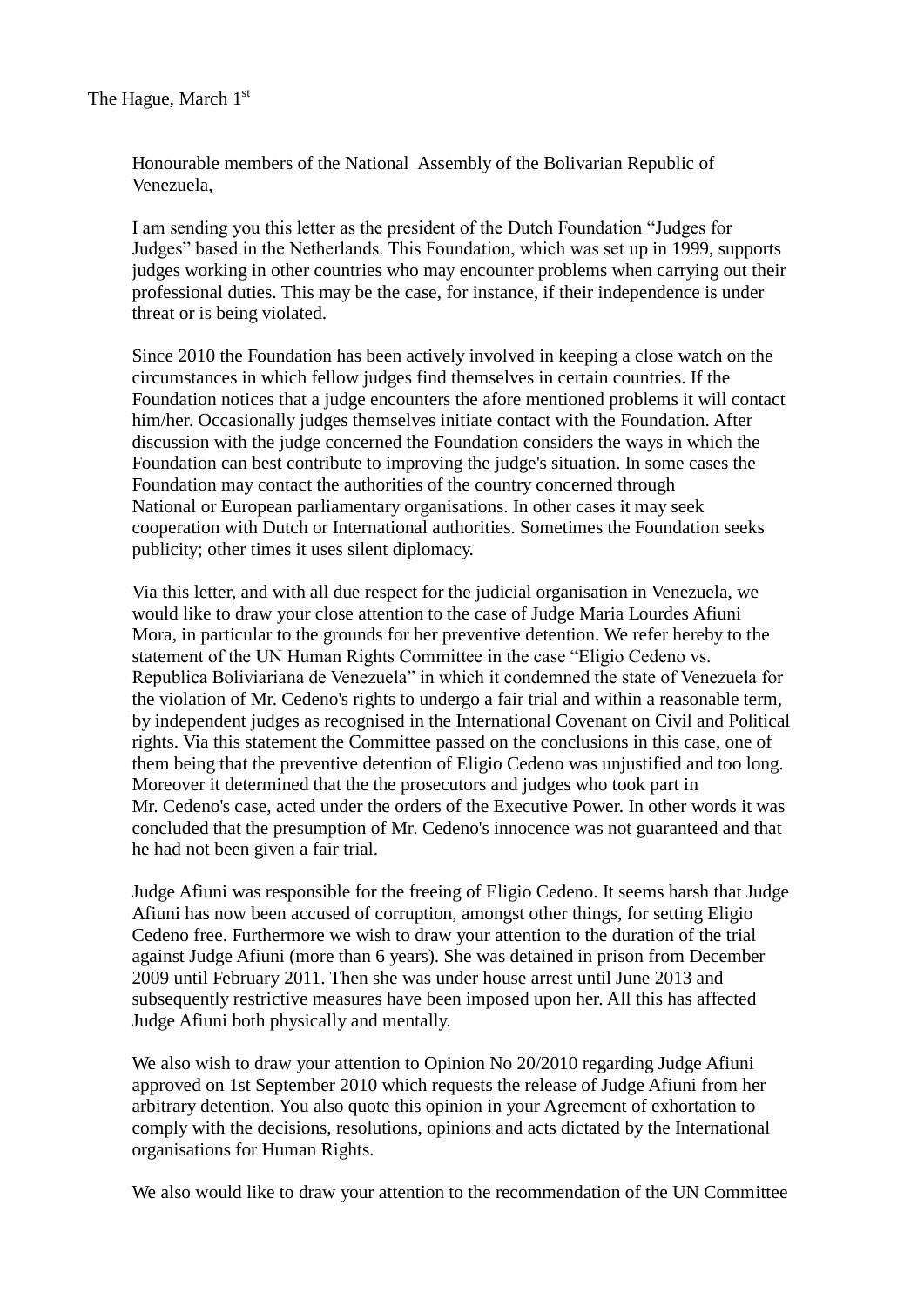The Hague, March 1st

Honourable members of the National  Assembly of the Bolivarian Republic of Venezuela,

I am sending you this letter as the president of the Dutch Foundation "Judges for Judges" based in the Netherlands. This Foundation, which was set up in 1999, supports judges working in other countries who may encounter problems when carrying out their professional duties. This may be the case, for instance, if their independence is under threat or is being violated.

Since 2010 the Foundation has been actively involved in keeping a close watch on the circumstances in which fellow judges find themselves in certain countries. If the Foundation notices that a judge encounters the afore mentioned problems it will contact him/her. Occasionally judges themselves initiate contact with the Foundation. After discussion with the judge concerned the Foundation considers the ways in which the Foundation can best contribute to improving the judge's situation. In some cases the Foundation may contact the authorities of the country concerned through National or European parliamentary organisations. In other cases it may seek cooperation with Dutch or International authorities. Sometimes the Foundation seeks publicity; other times it uses silent diplomacy.

Via this letter, and with all due respect for the judicial organisation in Venezuela, we would like to draw your close attention to the case of Judge Maria Lourdes Afiuni Mora, in particular to the grounds for her preventive detention. We refer hereby to the statement of the UN Human Rights Committee in the case "Eligio Cedeno vs. Republica Boliviariana de Venezuela" in which it condemned the state of Venezuela for the violation of Mr. Cedeno's rights to undergo a fair trial and within a reasonable term, by independent judges as recognised in the International Covenant on Civil and Political rights. Via this statement the Committee passed on the conclusions in this case, one of them being that the preventive detention of Eligio Cedeno was unjustified and too long. Moreover it determined that the the prosecutors and judges who took part in Mr. Cedeno's case, acted under the orders of the Executive Power. In other words it was concluded that the presumption of Mr. Cedeno's innocence was not guaranteed and that he had not been given a fair trial.

Judge Afiuni was responsible for the freeing of Eligio Cedeno. It seems harsh that Judge Afiuni has now been accused of corruption, amongst other things, for setting Eligio Cedeno free. Furthermore we wish to draw your attention to the duration of the trial against Judge Afiuni (more than 6 years). She was detained in prison from December 2009 until February 2011. Then she was under house arrest until June 2013 and subsequently restrictive measures have been imposed upon her. All this has affected Judge Afiuni both physically and mentally.

We also wish to draw your attention to Opinion No 20/2010 regarding Judge Afiuni approved on 1st September 2010 which requests the release of Judge Afiuni from her arbitrary detention. You also quote this opinion in your Agreement of exhortation to comply with the decisions, resolutions, opinions and acts dictated by the International organisations for Human Rights.

We also would like to draw your attention to the recommendation of the UN Committee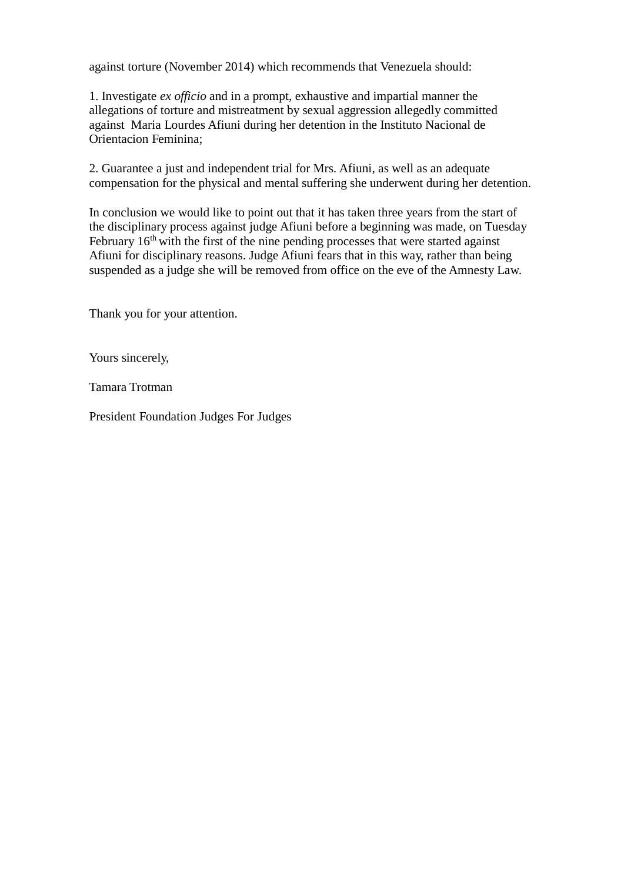against torture (November 2014) which recommends that Venezuela should:

1. Investigate *ex officio* and in a prompt, exhaustive and impartial manner the allegations of torture and mistreatment by sexual aggression allegedly committed against Maria Lourdes Afiuni during her detention in the Instituto Nacional de Orientacion Feminina;

2. Guarantee a just and independent trial for Mrs. Afiuni, as well as an adequate compensation for the physical and mental suffering she underwent during her detention.

In conclusion we would like to point out that it has taken three years from the start of the disciplinary process against judge Afiuni before a beginning was made, on Tuesday February 16th with the first of the nine pending processes that were started against Afiuni for disciplinary reasons. Judge Afiuni fears that in this way, rather than being suspended as a judge she will be removed from office on the eve of the Amnesty Law.

Thank you for your attention.

Yours sincerely,

Tamara Trotman

President Foundation Judges For Judges